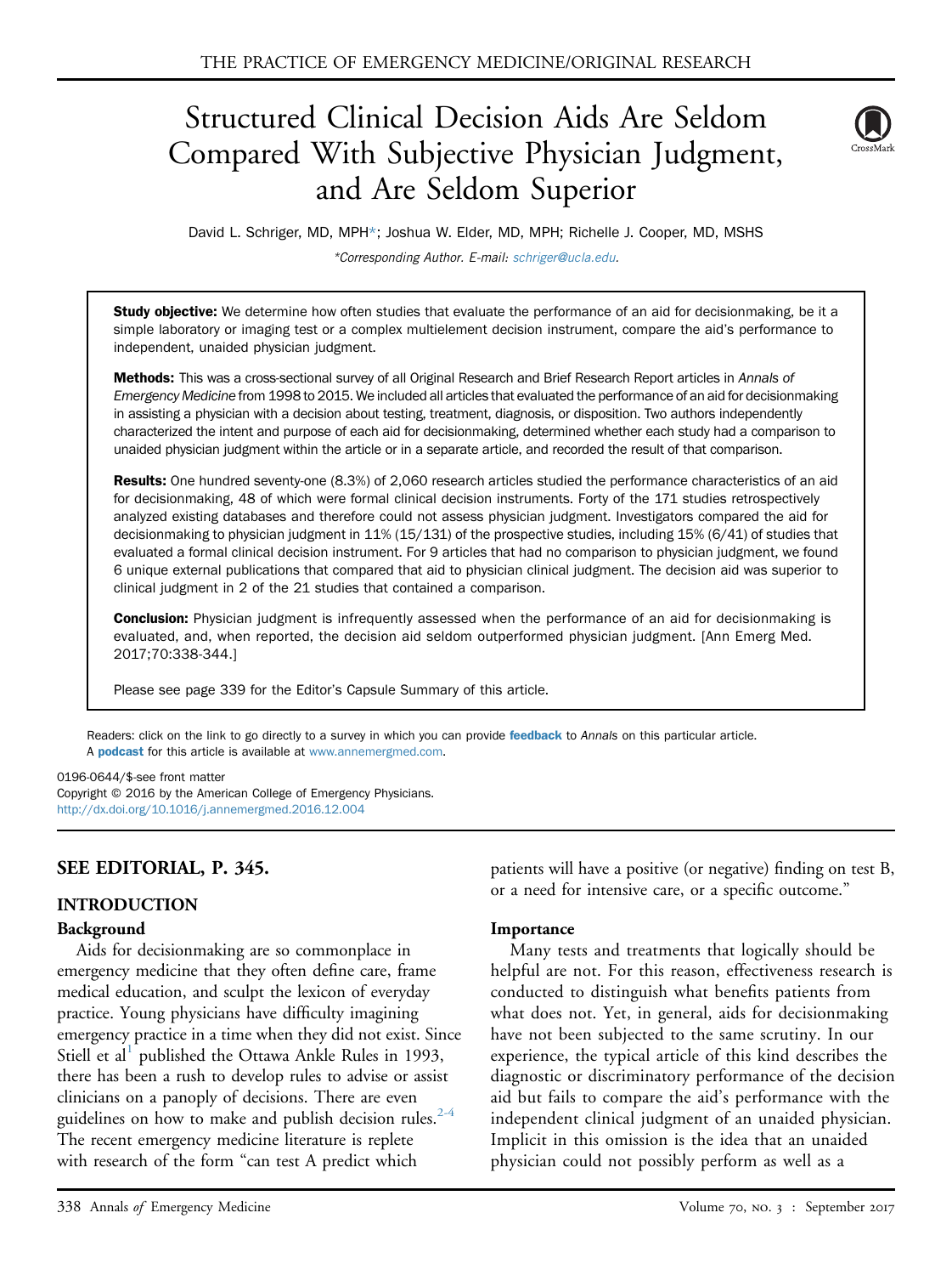# Structured Clinical Decision Aids Are Seldom Compared With Subjective Physician Judgment, and Are Seldom Superior

David L. Schriger, MD, MPH*; Joshua W. Elder, MD, MPH; Richelle J. Cooper, MD, MSHS

*Corresponding Author. E-mail: schriger@ucla.edu.

**Study objective:** We determine how often studies that evaluate the performance of an aid for decisionmaking, be it a simple laboratory or imaging test or a complex multielement decision instrument, compare the aid's performance to independent, unaided physician judgment.

**Methods:** This was a cross-sectional survey of all Original Research and Brief Research Report articles in *Annals of Emergency Medicine* from 1998 to 2015. We included all articles that evaluated the performance of an aid for decisionmaking in assisting a physician with a decision about testing, treatment, diagnosis, or disposition. Two authors independently characterized the intent and purpose of each aid for decisionmaking, determined whether each study had a comparison to unaided physician judgment within the article or in a separate article, and recorded the result of that comparison.

**Results:** One hundred seventy-one (8.3%) of 2,060 research articles studied the performance characteristics of an aid for decisionmaking, 48 of which were formal clinical decision instruments. Forty of the 171 studies retrospectively analyzed existing databases and therefore could not assess physician judgment. Investigators compared the aid for decisionmaking to physician judgment in 11% (15/131) of the prospective studies, including 15% (6/41) of studies that evaluated a formal clinical decision instrument. For 9 articles that had no comparison to physician judgment, we found 6 unique external publications that compared that aid to physician clinical judgment. The decision aid was superior to clinical judgment in 2 of the 21 studies that contained a comparison.

**Conclusion:** Physician judgment is infrequently assessed when the performance of an aid for decisionmaking is evaluated, and, when reported, the decision aid seldom outperformed physician judgment. [Ann Emerg Med. 2017;70:338-344.]

Please see page 339 for the Editor's Capsule Summary of this article.

Readers: click on the link to go directly to a survey in which you can provide **feedback** to *Annals* on this particular article.
A **podcast** for this article is available at www.annemergmed.com.

0196-0644/$-see front matter
Copyright © 2016 by the American College of Emergency Physicians.
http://dx.doi.org/10.1016/j.annemergmed.2016.12.004

## SEE EDITORIAL, P. 345.

## INTRODUCTION

### Background

Aids for decisionmaking are so commonplace in emergency medicine that they often define care, frame medical education, and sculpt the lexicon of everyday practice. Young physicians have difficulty imagining emergency practice in a time when they did not exist. Since Stiell et al[1] published the Ottawa Ankle Rules in 1993, there has been a rush to develop rules to advise or assist clinicians on a panoply of decisions. There are even guidelines on how to make and publish decision rules.[2-4] The recent emergency medicine literature is replete with research of the form "can test A predict which patients will have a positive (or negative) finding on test B, or a need for intensive care, or a specific outcome."

### Importance

Many tests and treatments that logically should be helpful are not. For this reason, effectiveness research is conducted to distinguish what benefits patients from what does not. Yet, in general, aids for decisionmaking have not been subjected to the same scrutiny. In our experience, the typical article of this kind describes the diagnostic or discriminatory performance of the decision aid but fails to compare the aid's performance with the independent clinical judgment of an unaided physician. Implicit in this omission is the idea that an unaided physician could not possibly perform as well as a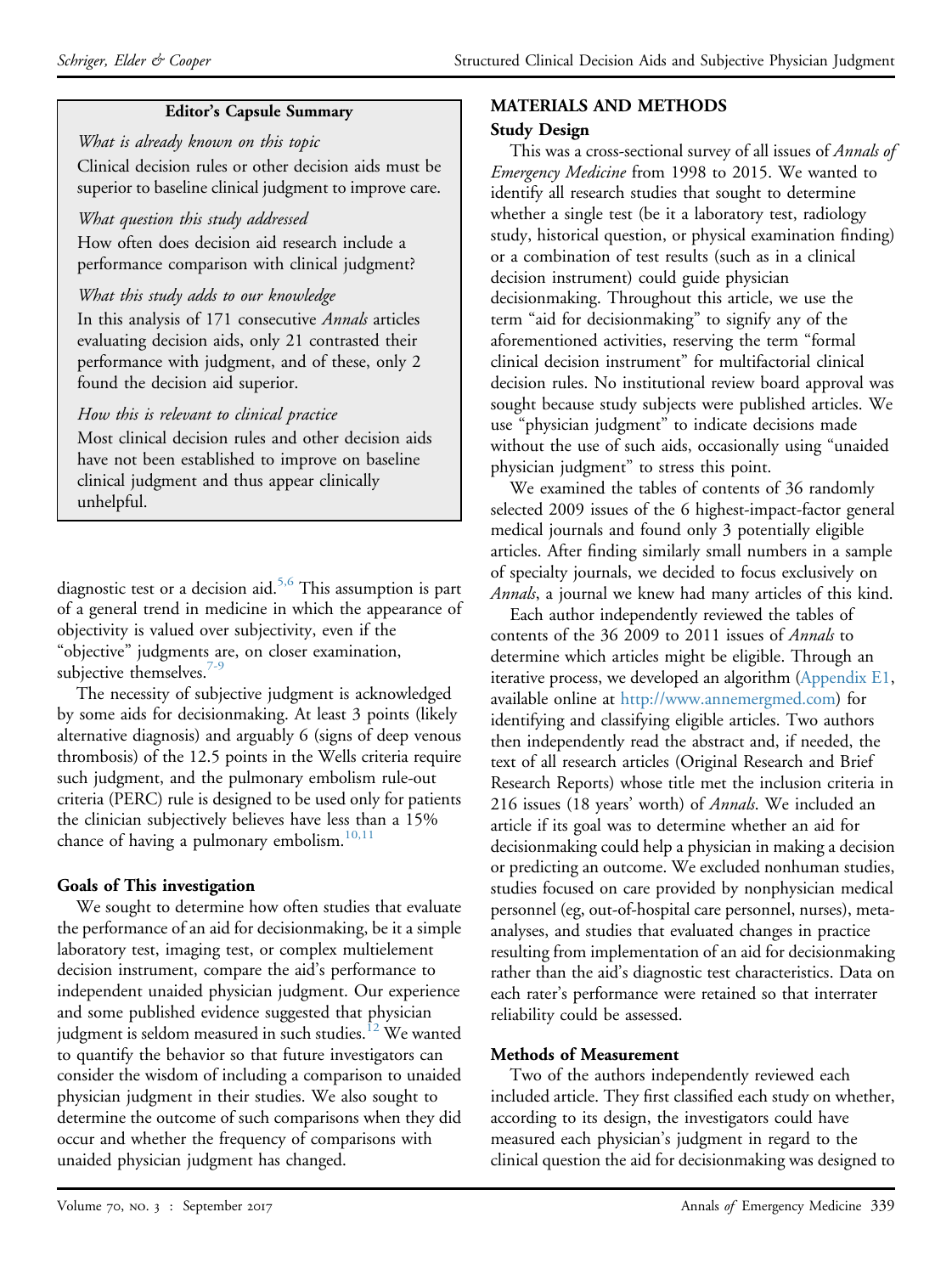**Editor's Capsule Summary**

*What is already known on this topic*

Clinical decision rules or other decision aids must be superior to baseline clinical judgment to improve care.

*What question this study addressed*

How often does decision aid research include a performance comparison with clinical judgment?

*What this study adds to our knowledge*

In this analysis of 171 consecutive *Annals* articles evaluating decision aids, only 21 contrasted their performance with judgment, and of these, only 2 found the decision aid superior.

*How this is relevant to clinical practice*

Most clinical decision rules and other decision aids have not been established to improve on baseline clinical judgment and thus appear clinically unhelpful.

diagnostic test or a decision aid.[5,6] This assumption is part of a general trend in medicine in which the appearance of objectivity is valued over subjectivity, even if the "objective" judgments are, on closer examination, subjective themselves.[7-9]

The necessity of subjective judgment is acknowledged by some aids for decisionmaking. At least 3 points (likely alternative diagnosis) and arguably 6 (signs of deep venous thrombosis) of the 12.5 points in the Wells criteria require such judgment, and the pulmonary embolism rule-out criteria (PERC) rule is designed to be used only for patients the clinician subjectively believes have less than a 15% chance of having a pulmonary embolism.[10,11]

### Goals of This investigation

We sought to determine how often studies that evaluate the performance of an aid for decisionmaking, be it a simple laboratory test, imaging test, or complex multielement decision instrument, compare the aid's performance to independent unaided physician judgment. Our experience and some published evidence suggested that physician judgment is seldom measured in such studies.[12] We wanted to quantify the behavior so that future investigators can consider the wisdom of including a comparison to unaided physician judgment in their studies. We also sought to determine the outcome of such comparisons when they did occur and whether the frequency of comparisons with unaided physician judgment has changed.

## MATERIALS AND METHODS

### Study Design

This was a cross-sectional survey of all issues of *Annals of Emergency Medicine* from 1998 to 2015. We wanted to identify all research studies that sought to determine whether a single test (be it a laboratory test, radiology study, historical question, or physical examination finding) or a combination of test results (such as in a clinical decision instrument) could guide physician decisionmaking. Throughout this article, we use the term "aid for decisionmaking" to signify any of the aforementioned activities, reserving the term "formal clinical decision instrument" for multifactorial clinical decision rules. No institutional review board approval was sought because study subjects were published articles. We use "physician judgment" to indicate decisions made without the use of such aids, occasionally using "unaided physician judgment" to stress this point.

We examined the tables of contents of 36 randomly selected 2009 issues of the 6 highest-impact-factor general medical journals and found only 3 potentially eligible articles. After finding similarly small numbers in a sample of specialty journals, we decided to focus exclusively on *Annals*, a journal we knew had many articles of this kind.

Each author independently reviewed the tables of contents of the 36 2009 to 2011 issues of *Annals* to determine which articles might be eligible. Through an iterative process, we developed an algorithm (Appendix E1, available online at http://www.annemergmed.com) for identifying and classifying eligible articles. Two authors then independently read the abstract and, if needed, the text of all research articles (Original Research and Brief Research Reports) whose title met the inclusion criteria in 216 issues (18 years' worth) of *Annals*. We included an article if its goal was to determine whether an aid for decisionmaking could help a physician in making a decision or predicting an outcome. We excluded nonhuman studies, studies focused on care provided by nonphysician medical personnel (eg, out-of-hospital care personnel, nurses), meta-analyses, and studies that evaluated changes in practice resulting from implementation of an aid for decisionmaking rather than the aid's diagnostic test characteristics. Data on each rater's performance were retained so that interrater reliability could be assessed.

### Methods of Measurement

Two of the authors independently reviewed each included article. They first classified each study on whether, according to its design, the investigators could have measured each physician's judgment in regard to the clinical question the aid for decisionmaking was designed to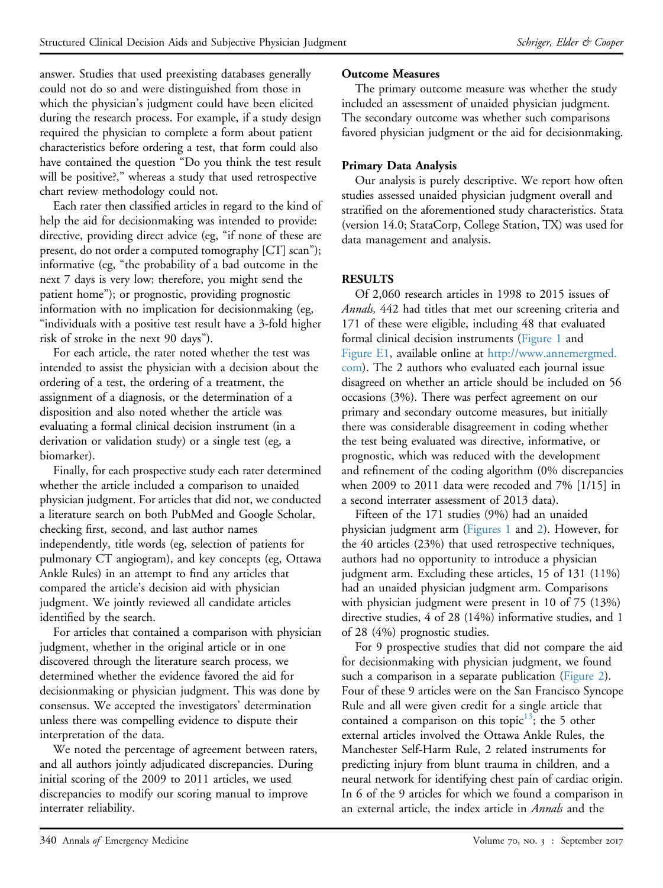answer. Studies that used preexisting databases generally could not do so and were distinguished from those in which the physician's judgment could have been elicited during the research process. For example, if a study design required the physician to complete a form about patient characteristics before ordering a test, that form could also have contained the question "Do you think the test result will be positive?," whereas a study that used retrospective chart review methodology could not.

Each rater then classified articles in regard to the kind of help the aid for decisionmaking was intended to provide: directive, providing direct advice (eg, "if none of these are present, do not order a computed tomography [CT] scan"); informative (eg, "the probability of a bad outcome in the next 7 days is very low; therefore, you might send the patient home"); or prognostic, providing prognostic information with no implication for decisionmaking (eg, "individuals with a positive test result have a 3-fold higher risk of stroke in the next 90 days").

For each article, the rater noted whether the test was intended to assist the physician with a decision about the ordering of a test, the ordering of a treatment, the assignment of a diagnosis, or the determination of a disposition and also noted whether the article was evaluating a formal clinical decision instrument (in a derivation or validation study) or a single test (eg, a biomarker).

Finally, for each prospective study each rater determined whether the article included a comparison to unaided physician judgment. For articles that did not, we conducted a literature search on both PubMed and Google Scholar, checking first, second, and last author names independently, title words (eg, selection of patients for pulmonary CT angiogram), and key concepts (eg, Ottawa Ankle Rules) in an attempt to find any articles that compared the article's decision aid with physician judgment. We jointly reviewed all candidate articles identified by the search.

For articles that contained a comparison with physician judgment, whether in the original article or in one discovered through the literature search process, we determined whether the evidence favored the aid for decisionmaking or physician judgment. This was done by consensus. We accepted the investigators' determination unless there was compelling evidence to dispute their interpretation of the data.

We noted the percentage of agreement between raters, and all authors jointly adjudicated discrepancies. During initial scoring of the 2009 to 2011 articles, we used discrepancies to modify our scoring manual to improve interrater reliability.

### Outcome Measures

The primary outcome measure was whether the study included an assessment of unaided physician judgment. The secondary outcome was whether such comparisons favored physician judgment or the aid for decisionmaking.

### Primary Data Analysis

Our analysis is purely descriptive. We report how often studies assessed unaided physician judgment overall and stratified on the aforementioned study characteristics. Stata (version 14.0; StataCorp, College Station, TX) was used for data management and analysis.

## RESULTS

Of 2,060 research articles in 1998 to 2015 issues of *Annals,* 442 had titles that met our screening criteria and 171 of these were eligible, including 48 that evaluated formal clinical decision instruments (Figure 1 and Figure E1, available online at http://www.annemergmed.com). The 2 authors who evaluated each journal issue disagreed on whether an article should be included on 56 occasions (3%). There was perfect agreement on our primary and secondary outcome measures, but initially there was considerable disagreement in coding whether the test being evaluated was directive, informative, or prognostic, which was reduced with the development and refinement of the coding algorithm (0% discrepancies when 2009 to 2011 data were recoded and 7% [1/15] in a second interrater assessment of 2013 data).

Fifteen of the 171 studies (9%) had an unaided physician judgment arm (Figures 1 and 2). However, for the 40 articles (23%) that used retrospective techniques, authors had no opportunity to introduce a physician judgment arm. Excluding these articles, 15 of 131 (11%) had an unaided physician judgment arm. Comparisons with physician judgment were present in 10 of 75 (13%) directive studies, 4 of 28 (14%) informative studies, and 1 of 28 (4%) prognostic studies.

For 9 prospective studies that did not compare the aid for decisionmaking with physician judgment, we found such a comparison in a separate publication (Figure 2). Four of these 9 articles were on the San Francisco Syncope Rule and all were given credit for a single article that contained a comparison on this topic[13]; the 5 other external articles involved the Ottawa Ankle Rules, the Manchester Self-Harm Rule, 2 related instruments for predicting injury from blunt trauma in children, and a neural network for identifying chest pain of cardiac origin. In 6 of the 9 articles for which we found a comparison in an external article, the index article in *Annals* and the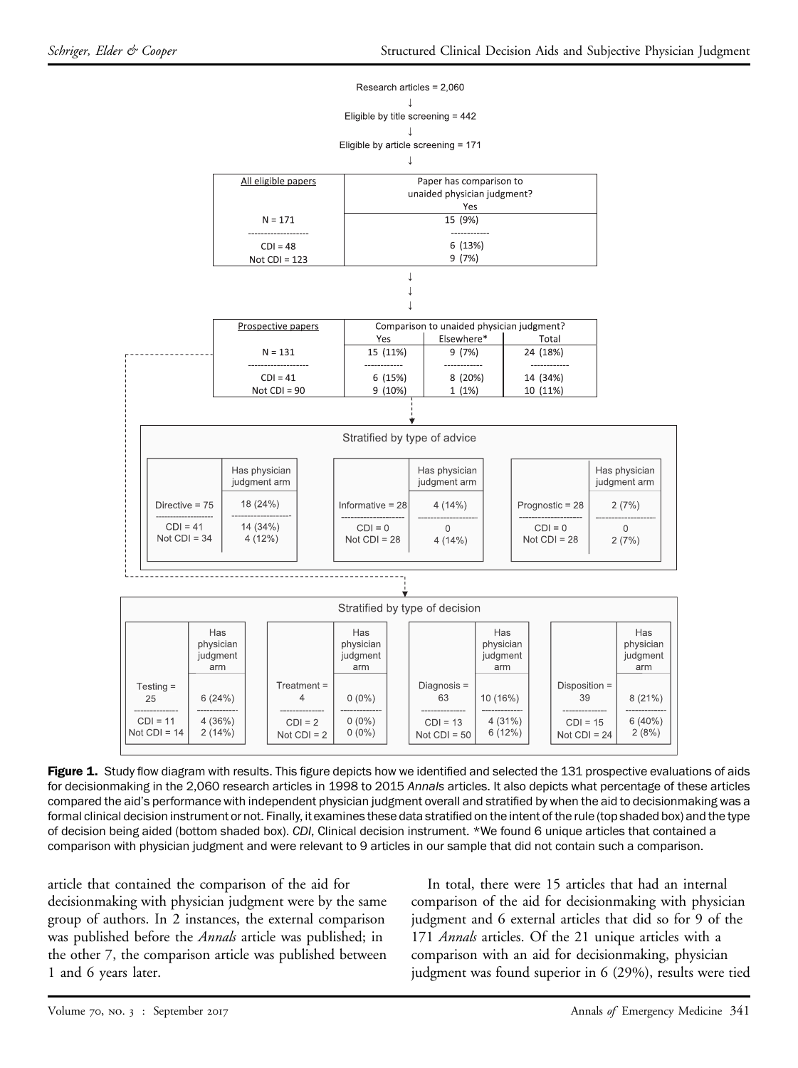Research articles = 2,060

↓

Eligible by title screening = 442

↓

Eligible by article screening = 171

↓

| All eligible papers | Paper has comparison to unaided physician judgment? Yes |
|---|---|
| N = 171 | 15 (9%) |
| CDI = 48 | 6 (13%) |
| Not CDI = 123 | 9 (7%) |

↓

| Prospective papers | Comparison to unaided physician judgment? | | |
|---|---|---|---|
| | Yes | Elsewhere* | Total |
| N = 131 | 15 (11%) | 9 (7%) | 24 (18%) |
| CDI = 41 | 6 (15%) | 8 (20%) | 14 (34%) |
| Not CDI = 90 | 9 (10%) | 1 (1%) | 10 (11%) |

**Stratified by type of advice**

| Type of advice | Has physician judgment arm |
|---|---|
| Directive = 75 | 18 (24%) |
| CDI = 41 | 14 (34%) |
| Not CDI = 34 | 4 (12%) |
| Informative = 28 | 4 (14%) |
| CDI = 0 | 0 |
| Not CDI = 28 | 4 (14%) |
| Prognostic = 28 | 2 (7%) |
| CDI = 0 | 0 |
| Not CDI = 28 | 2 (7%) |

**Stratified by type of decision**

| Type of decision | Has physician judgment arm |
|---|---|
| Testing = 25 | 6 (24%) |
| CDI = 11 | 4 (36%) |
| Not CDI = 14 | 2 (14%) |
| Treatment = 4 | 0 (0%) |
| CDI = 2 | 0 (0%) |
| Not CDI = 2 | 0 (0%) |
| Diagnosis = 63 | 10 (16%) |
| CDI = 13 | 4 (31%) |
| Not CDI = 50 | 6 (12%) |
| Disposition = 39 | 8 (21%) |
| CDI = 15 | 6 (40%) |
| Not CDI = 24 | 2 (8%) |

**Figure 1.** Study flow diagram with results. This figure depicts how we identified and selected the 131 prospective evaluations of aids for decisionmaking in the 2,060 research articles in 1998 to 2015 *Annals* articles. It also depicts what percentage of these articles compared the aid's performance with independent physician judgment overall and stratified by when the aid to decisionmaking was a formal clinical decision instrument or not. Finally, it examines these data stratified on the intent of the rule (top shaded box) and the type of decision being aided (bottom shaded box). *CDI*, Clinical decision instrument. *We found 6 unique articles that contained a comparison with physician judgment and were relevant to 9 articles in our sample that did not contain such a comparison.

article that contained the comparison of the aid for decisionmaking with physician judgment were by the same group of authors. In 2 instances, the external comparison was published before the *Annals* article was published; in the other 7, the comparison article was published between 1 and 6 years later.

In total, there were 15 articles that had an internal comparison of the aid for decisionmaking with physician judgment and 6 external articles that did so for 9 of the 171 *Annals* articles. Of the 21 unique articles with a comparison with an aid for decisionmaking, physician judgment was found superior in 6 (29%), results were tied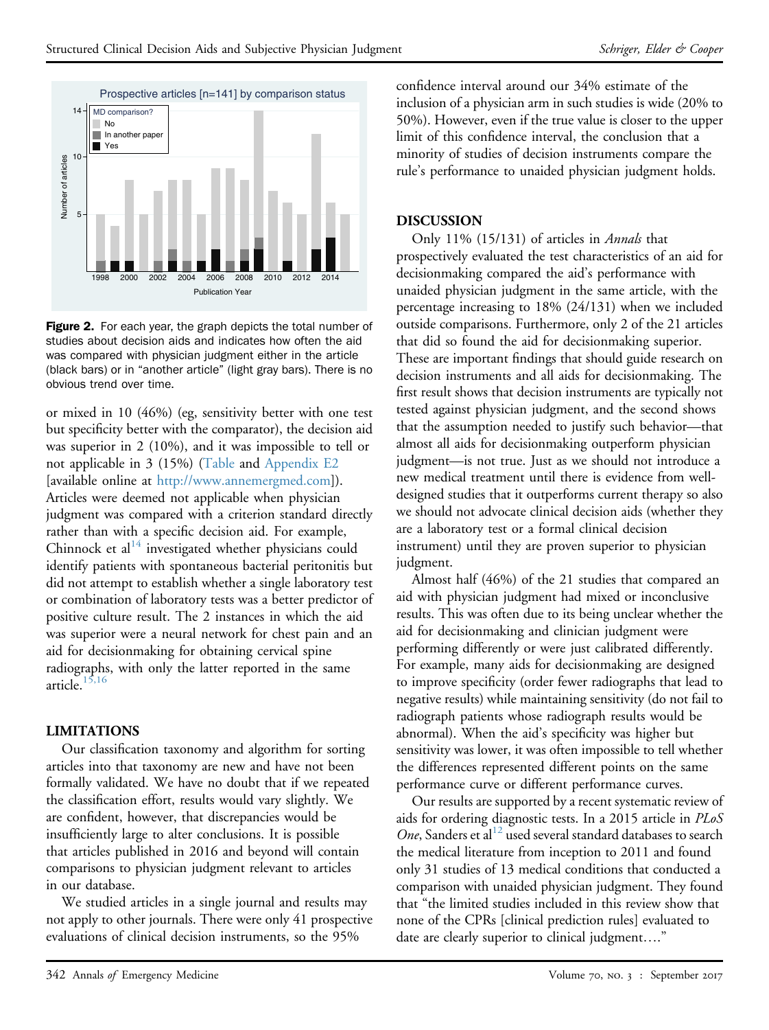Figure 2. For each year, the graph depicts the total number of studies about decision aids and indicates how often the aid was compared with physician judgment either in the article (black bars) or in "another article" (light gray bars). There is no obvious trend over time.

or mixed in 10 (46%) (eg, sensitivity better with one test but specificity better with the comparator), the decision aid was superior in 2 (10%), and it was impossible to tell or not applicable in 3 (15%) (Table and Appendix E2 [available online at http://www.annemergmed.com]). Articles were deemed not applicable when physician judgment was compared with a criterion standard directly rather than with a specific decision aid. For example, Chinnock et al[14] investigated whether physicians could identify patients with spontaneous bacterial peritonitis but did not attempt to establish whether a single laboratory test or combination of laboratory tests was a better predictor of positive culture result. The 2 instances in which the aid was superior were a neural network for chest pain and an aid for decisionmaking for obtaining cervical spine radiographs, with only the latter reported in the same article.[15,16]

## LIMITATIONS

Our classification taxonomy and algorithm for sorting articles into that taxonomy are new and have not been formally validated. We have no doubt that if we repeated the classification effort, results would vary slightly. We are confident, however, that discrepancies would be insufficiently large to alter conclusions. It is possible that articles published in 2016 and beyond will contain comparisons to physician judgment relevant to articles in our database.

We studied articles in a single journal and results may not apply to other journals. There were only 41 prospective evaluations of clinical decision instruments, so the 95% confidence interval around our 34% estimate of the inclusion of a physician arm in such studies is wide (20% to 50%). However, even if the true value is closer to the upper limit of this confidence interval, the conclusion that a minority of studies of decision instruments compare the rule's performance to unaided physician judgment holds.

## DISCUSSION

Only 11% (15/131) of articles in *Annals* that prospectively evaluated the test characteristics of an aid for decisionmaking compared the aid's performance with unaided physician judgment in the same article, with the percentage increasing to 18% (24/131) when we included outside comparisons. Furthermore, only 2 of the 21 articles that did so found the aid for decisionmaking superior. These are important findings that should guide research on decision instruments and all aids for decisionmaking. The first result shows that decision instruments are typically not tested against physician judgment, and the second shows that the assumption needed to justify such behavior—that almost all aids for decisionmaking outperform physician judgment—is not true. Just as we should not introduce a new medical treatment until there is evidence from well-designed studies that it outperforms current therapy so also we should not advocate clinical decision aids (whether they are a laboratory test or a formal clinical decision instrument) until they are proven superior to physician judgment.

Almost half (46%) of the 21 studies that compared an aid with physician judgment had mixed or inconclusive results. This was often due to its being unclear whether the aid for decisionmaking and clinician judgment were performing differently or were just calibrated differently. For example, many aids for decisionmaking are designed to improve specificity (order fewer radiographs that lead to negative results) while maintaining sensitivity (do not fail to radiograph patients whose radiograph results would be abnormal). When the aid's specificity was higher but sensitivity was lower, it was often impossible to tell whether the differences represented different points on the same performance curve or different performance curves.

Our results are supported by a recent systematic review of aids for ordering diagnostic tests. In a 2015 article in *PLoS One*, Sanders et al[12] used several standard databases to search the medical literature from inception to 2011 and found only 31 studies of 13 medical conditions that conducted a comparison with unaided physician judgment. They found that "the limited studies included in this review show that none of the CPRs [clinical prediction rules] evaluated to date are clearly superior to clinical judgment…."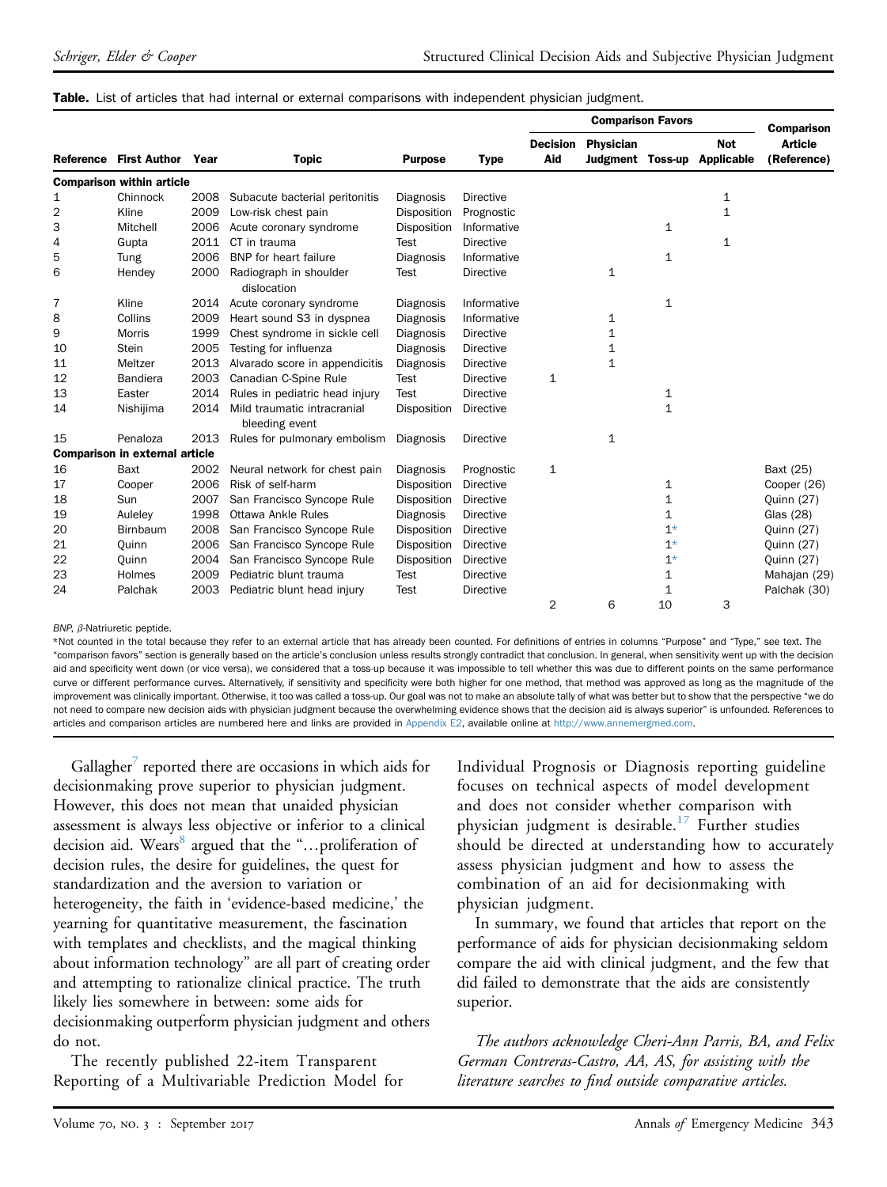**Table.** List of articles that had internal or external comparisons with independent physician judgment.

| Reference | First Author | Year | Topic | Purpose | Type | Comparison Favors | | | | Comparison Article (Reference) |
|---|---|---|---|---|---|---|---|---|---|---|
| | | | | | | Decision Aid | Physician Judgment | Toss-up | Not Applicable | |
| **Comparison within article** | | | | | | | | | | |
| 1 | Chinnock | 2008 | Subacute bacterial peritonitis | Diagnosis | Directive | | | | 1 | |
| 2 | Kline | 2009 | Low-risk chest pain | Disposition | Prognostic | | | | 1 | |
| 3 | Mitchell | 2006 | Acute coronary syndrome | Disposition | Informative | | | 1 | | |
| 4 | Gupta | 2011 | CT in trauma | Test | Directive | | | | 1 | |
| 5 | Tung | 2006 | BNP for heart failure | Diagnosis | Informative | | | 1 | | |
| 6 | Hendey | 2000 | Radiograph in shoulder dislocation | Test | Directive | | 1 | | | |
| 7 | Kline | 2014 | Acute coronary syndrome | Diagnosis | Informative | | | 1 | | |
| 8 | Collins | 2009 | Heart sound S3 in dyspnea | Diagnosis | Informative | | 1 | | | |
| 9 | Morris | 1999 | Chest syndrome in sickle cell | Diagnosis | Directive | | 1 | | | |
| 10 | Stein | 2005 | Testing for influenza | Diagnosis | Directive | | 1 | | | |
| 11 | Meltzer | 2013 | Alvarado score in appendicitis | Diagnosis | Directive | | 1 | | | |
| 12 | Bandiera | 2003 | Canadian C-Spine Rule | Test | Directive | 1 | | | | |
| 13 | Easter | 2014 | Rules in pediatric head injury | Test | Directive | | | 1 | | |
| 14 | Nishijima | 2014 | Mild traumatic intracranial bleeding event | Disposition | Directive | | | 1 | | |
| 15 | Penaloza | 2013 | Rules for pulmonary embolism | Diagnosis | Directive | | 1 | | | |
| **Comparison in external article** | | | | | | | | | | |
| 16 | Baxt | 2002 | Neural network for chest pain | Diagnosis | Prognostic | 1 | | | | Baxt (25) |
| 17 | Cooper | 2006 | Risk of self-harm | Disposition | Directive | | | 1 | | Cooper (26) |
| 18 | Sun | 2007 | San Francisco Syncope Rule | Disposition | Directive | | | 1 | | Quinn (27) |
| 19 | Auleley | 1998 | Ottawa Ankle Rules | Diagnosis | Directive | | | 1 | | Glas (28) |
| 20 | Birnbaum | 2008 | San Francisco Syncope Rule | Disposition | Directive | | | 1* | | Quinn (27) |
| 21 | Quinn | 2006 | San Francisco Syncope Rule | Disposition | Directive | | | 1* | | Quinn (27) |
| 22 | Quinn | 2004 | San Francisco Syncope Rule | Disposition | Directive | | | 1* | | Quinn (27) |
| 23 | Holmes | 2009 | Pediatric blunt trauma | Test | Directive | | | 1 | | Mahajan (29) |
| 24 | Palchak | 2003 | Pediatric blunt head injury | Test | Directive | | | 1 | | Palchak (30) |
| | | | | | | 2 | 6 | 10 | 3 | |

*BNP*, β-Natriuretic peptide.

*Not counted in the total because they refer to an external article that has already been counted. For definitions of entries in columns "Purpose" and "Type," see text. The "comparison favors" section is generally based on the article's conclusion unless results strongly contradict that conclusion. In general, when sensitivity went up with the decision aid and specificity went down (or vice versa), we considered that a toss-up because it was impossible to tell whether this was due to different points on the same performance curve or different performance curves. Alternatively, if sensitivity and specificity were both higher for one method, that method was approved as long as the magnitude of the improvement was clinically important. Otherwise, it too was called a toss-up. Our goal was not to make an absolute tally of what was better but to show that the perspective "we do not need to compare new decision aids with physician judgment because the overwhelming evidence shows that the decision aid is always superior" is unfounded. References to articles and comparison articles are numbered here and links are provided in Appendix E2, available online at http://www.annemergmed.com.

Gallagher[7] reported there are occasions in which aids for decisionmaking prove superior to physician judgment. However, this does not mean that unaided physician assessment is always less objective or inferior to a clinical decision aid. Wears[8] argued that the "…proliferation of decision rules, the desire for guidelines, the quest for standardization and the aversion to variation or heterogeneity, the faith in 'evidence-based medicine,' the yearning for quantitative measurement, the fascination with templates and checklists, and the magical thinking about information technology" are all part of creating order and attempting to rationalize clinical practice. The truth likely lies somewhere in between: some aids for decisionmaking outperform physician judgment and others do not.

The recently published 22-item Transparent Reporting of a Multivariable Prediction Model for Individual Prognosis or Diagnosis reporting guideline focuses on technical aspects of model development and does not consider whether comparison with physician judgment is desirable.[17] Further studies should be directed at understanding how to accurately assess physician judgment and how to assess the combination of an aid for decisionmaking with physician judgment.

In summary, we found that articles that report on the performance of aids for physician decisionmaking seldom compare the aid with clinical judgment, and the few that did failed to demonstrate that the aids are consistently superior.

*The authors acknowledge Cheri-Ann Parris, BA, and Felix German Contreras-Castro, AA, AS, for assisting with the literature searches to find outside comparative articles.*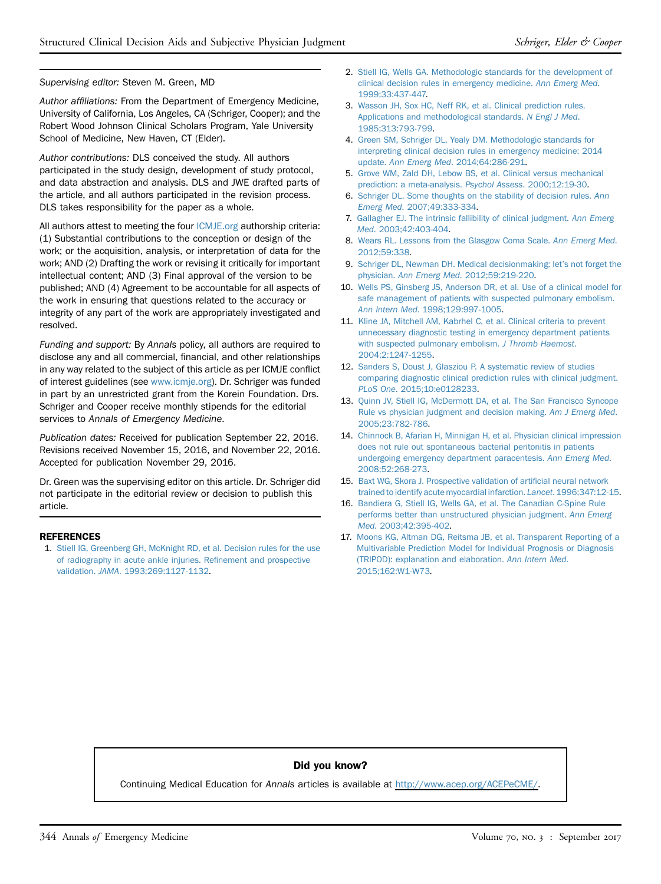*Supervising editor:* Steven M. Green, MD

*Author affiliations:* From the Department of Emergency Medicine, University of California, Los Angeles, CA (Schriger, Cooper); and the Robert Wood Johnson Clinical Scholars Program, Yale University School of Medicine, New Haven, CT (Elder).

*Author contributions:* DLS conceived the study. All authors participated in the study design, development of study protocol, and data abstraction and analysis. DLS and JWE drafted parts of the article, and all authors participated in the revision process. DLS takes responsibility for the paper as a whole.

All authors attest to meeting the four ICMJE.org authorship criteria: (1) Substantial contributions to the conception or design of the work; or the acquisition, analysis, or interpretation of data for the work; AND (2) Drafting the work or revising it critically for important intellectual content; AND (3) Final approval of the version to be published; AND (4) Agreement to be accountable for all aspects of the work in ensuring that questions related to the accuracy or integrity of any part of the work are appropriately investigated and resolved.

*Funding and support:* By *Annals* policy, all authors are required to disclose any and all commercial, financial, and other relationships in any way related to the subject of this article as per ICMJE conflict of interest guidelines (see www.icmje.org). Dr. Schriger was funded in part by an unrestricted grant from the Korein Foundation. Drs. Schriger and Cooper receive monthly stipends for the editorial services to *Annals of Emergency Medicine*.

*Publication dates:* Received for publication September 22, 2016. Revisions received November 15, 2016, and November 22, 2016. Accepted for publication November 29, 2016.

Dr. Green was the supervising editor on this article. Dr. Schriger did not participate in the editorial review or decision to publish this article.

## REFERENCES

1. Stiell IG, Greenberg GH, McKnight RD, et al. Decision rules for the use of radiography in acute ankle injuries. Refinement and prospective validation. *JAMA*. 1993;269:1127-1132.
2. Stiell IG, Wells GA. Methodologic standards for the development of clinical decision rules in emergency medicine. *Ann Emerg Med*. 1999;33:437-447.
3. Wasson JH, Sox HC, Neff RK, et al. Clinical prediction rules. Applications and methodological standards. *N Engl J Med*. 1985;313:793-799.
4. Green SM, Schriger DL, Yealy DM. Methodologic standards for interpreting clinical decision rules in emergency medicine: 2014 update. *Ann Emerg Med*. 2014;64:286-291.
5. Grove WM, Zald DH, Lebow BS, et al. Clinical versus mechanical prediction: a meta-analysis. *Psychol Assess*. 2000;12:19-30.
6. Schriger DL. Some thoughts on the stability of decision rules. *Ann Emerg Med*. 2007;49:333-334.
7. Gallagher EJ. The intrinsic fallibility of clinical judgment. *Ann Emerg Med*. 2003;42:403-404.
8. Wears RL. Lessons from the Glasgow Coma Scale. *Ann Emerg Med*. 2012;59:338.
9. Schriger DL, Newman DH. Medical decisionmaking: let's not forget the physician. *Ann Emerg Med*. 2012;59:219-220.
10. Wells PS, Ginsberg JS, Anderson DR, et al. Use of a clinical model for safe management of patients with suspected pulmonary embolism. *Ann Intern Med*. 1998;129:997-1005.
11. Kline JA, Mitchell AM, Kabrhel C, et al. Clinical criteria to prevent unnecessary diagnostic testing in emergency department patients with suspected pulmonary embolism. *J Thromb Haemost*. 2004;2:1247-1255.
12. Sanders S, Doust J, Glasziou P. A systematic review of studies comparing diagnostic clinical prediction rules with clinical judgment. *PLoS One*. 2015;10:e0128233.
13. Quinn JV, Stiell IG, McDermott DA, et al. The San Francisco Syncope Rule vs physician judgment and decision making. *Am J Emerg Med*. 2005;23:782-786.
14. Chinnock B, Afarian H, Minnigan H, et al. Physician clinical impression does not rule out spontaneous bacterial peritonitis in patients undergoing emergency department paracentesis. *Ann Emerg Med*. 2008;52:268-273.
15. Baxt WG, Skora J. Prospective validation of artificial neural network trained to identify acute myocardial infarction. *Lancet*. 1996;347:12-15.
16. Bandiera G, Stiell IG, Wells GA, et al. The Canadian C-Spine Rule performs better than unstructured physician judgment. *Ann Emerg Med*. 2003;42:395-402.
17. Moons KG, Altman DG, Reitsma JB, et al. Transparent Reporting of a Multivariable Prediction Model for Individual Prognosis or Diagnosis (TRIPOD): explanation and elaboration. *Ann Intern Med*. 2015;162:W1-W73.

**Did you know?**

Continuing Medical Education for *Annals* articles is available at http://www.acep.org/ACEPeCME/.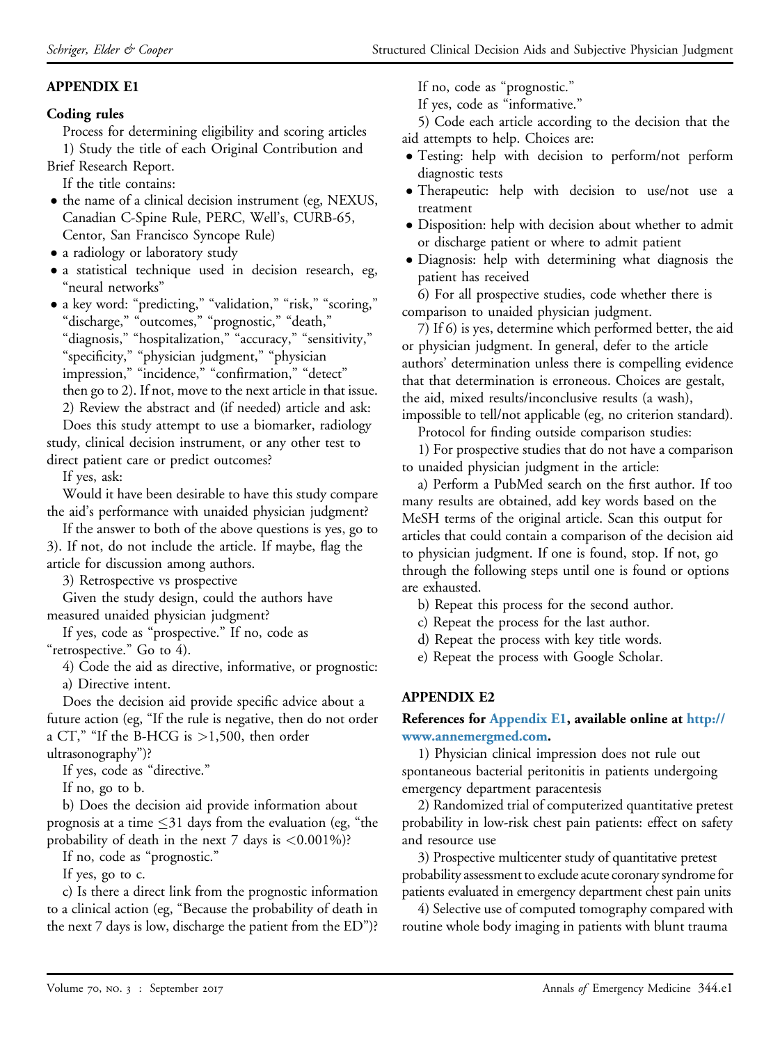## APPENDIX E1

### Coding rules

Process for determining eligibility and scoring articles

1) Study the title of each Original Contribution and Brief Research Report.

If the title contains:

- the name of a clinical decision instrument (eg, NEXUS, Canadian C-Spine Rule, PERC, Well's, CURB-65, Centor, San Francisco Syncope Rule)
- a radiology or laboratory study
- a statistical technique used in decision research, eg, "neural networks"
- a key word: "predicting," "validation," "risk," "scoring," "discharge," "outcomes," "prognostic," "death," "diagnosis," "hospitalization," "accuracy," "sensitivity," "specificity," "physician judgment," "physician impression," "incidence," "confirmation," "detect"

then go to 2). If not, move to the next article in that issue.

2) Review the abstract and (if needed) article and ask:

Does this study attempt to use a biomarker, radiology study, clinical decision instrument, or any other test to direct patient care or predict outcomes?

If yes, ask:

Would it have been desirable to have this study compare the aid's performance with unaided physician judgment?

If the answer to both of the above questions is yes, go to 3). If not, do not include the article. If maybe, flag the article for discussion among authors.

3) Retrospective vs prospective

Given the study design, could the authors have measured unaided physician judgment?

If yes, code as "prospective." If no, code as "retrospective." Go to 4).

4) Code the aid as directive, informative, or prognostic:

a) Directive intent.

Does the decision aid provide specific advice about a future action (eg, "If the rule is negative, then do not order a CT," "If the B-HCG is >1,500, then order ultrasonography")?

If yes, code as "directive."

If no, go to b.

b) Does the decision aid provide information about prognosis at a time ≤31 days from the evaluation (eg, "the probability of death in the next 7 days is <0.001%)?

If no, code as "prognostic."

If yes, go to c.

c) Is there a direct link from the prognostic information to a clinical action (eg, "Because the probability of death in the next 7 days is low, discharge the patient from the ED")?

If no, code as "prognostic."

If yes, code as "informative."

5) Code each article according to the decision that the aid attempts to help. Choices are:

- Testing: help with decision to perform/not perform diagnostic tests
- Therapeutic: help with decision to use/not use a treatment
- Disposition: help with decision about whether to admit or discharge patient or where to admit patient
- Diagnosis: help with determining what diagnosis the patient has received

6) For all prospective studies, code whether there is comparison to unaided physician judgment.

7) If 6) is yes, determine which performed better, the aid or physician judgment. In general, defer to the article authors' determination unless there is compelling evidence that that determination is erroneous. Choices are gestalt, the aid, mixed results/inconclusive results (a wash), impossible to tell/not applicable (eg, no criterion standard).

Protocol for finding outside comparison studies:

1) For prospective studies that do not have a comparison to unaided physician judgment in the article:

a) Perform a PubMed search on the first author. If too many results are obtained, add key words based on the MeSH terms of the original article. Scan this output for articles that could contain a comparison of the decision aid to physician judgment. If one is found, stop. If not, go through the following steps until one is found or options are exhausted.

b) Repeat this process for the second author.

c) Repeat the process for the last author.

d) Repeat the process with key title words.

e) Repeat the process with Google Scholar.

## APPENDIX E2

### References for Appendix E1, available online at http://www.annemergmed.com.

1) Physician clinical impression does not rule out spontaneous bacterial peritonitis in patients undergoing emergency department paracentesis

2) Randomized trial of computerized quantitative pretest probability in low-risk chest pain patients: effect on safety and resource use

3) Prospective multicenter study of quantitative pretest probability assessment to exclude acute coronary syndrome for patients evaluated in emergency department chest pain units

4) Selective use of computed tomography compared with routine whole body imaging in patients with blunt trauma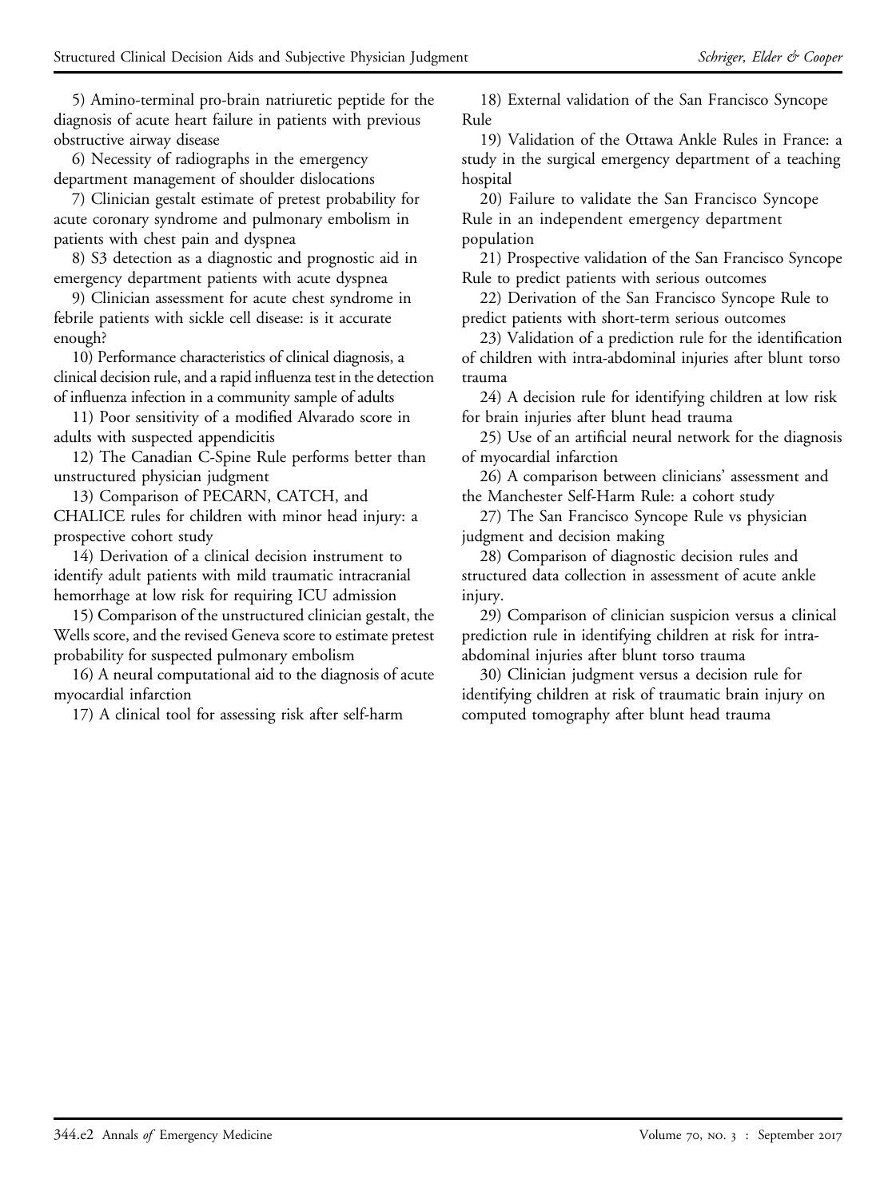5) Amino-terminal pro-brain natriuretic peptide for the diagnosis of acute heart failure in patients with previous obstructive airway disease

6) Necessity of radiographs in the emergency department management of shoulder dislocations

7) Clinician gestalt estimate of pretest probability for acute coronary syndrome and pulmonary embolism in patients with chest pain and dyspnea

8) S3 detection as a diagnostic and prognostic aid in emergency department patients with acute dyspnea

9) Clinician assessment for acute chest syndrome in febrile patients with sickle cell disease: is it accurate enough?

10) Performance characteristics of clinical diagnosis, a clinical decision rule, and a rapid influenza test in the detection of influenza infection in a community sample of adults

11) Poor sensitivity of a modified Alvarado score in adults with suspected appendicitis

12) The Canadian C-Spine Rule performs better than unstructured physician judgment

13) Comparison of PECARN, CATCH, and CHALICE rules for children with minor head injury: a prospective cohort study

14) Derivation of a clinical decision instrument to identify adult patients with mild traumatic intracranial hemorrhage at low risk for requiring ICU admission

15) Comparison of the unstructured clinician gestalt, the Wells score, and the revised Geneva score to estimate pretest probability for suspected pulmonary embolism

16) A neural computational aid to the diagnosis of acute myocardial infarction

17) A clinical tool for assessing risk after self-harm

18) External validation of the San Francisco Syncope Rule

19) Validation of the Ottawa Ankle Rules in France: a study in the surgical emergency department of a teaching hospital

20) Failure to validate the San Francisco Syncope Rule in an independent emergency department population

21) Prospective validation of the San Francisco Syncope Rule to predict patients with serious outcomes

22) Derivation of the San Francisco Syncope Rule to predict patients with short-term serious outcomes

23) Validation of a prediction rule for the identification of children with intra-abdominal injuries after blunt torso trauma

24) A decision rule for identifying children at low risk for brain injuries after blunt head trauma

25) Use of an artificial neural network for the diagnosis of myocardial infarction

26) A comparison between clinicians' assessment and the Manchester Self-Harm Rule: a cohort study

27) The San Francisco Syncope Rule vs physician judgment and decision making

28) Comparison of diagnostic decision rules and structured data collection in assessment of acute ankle injury.

29) Comparison of clinician suspicion versus a clinical prediction rule in identifying children at risk for intra-abdominal injuries after blunt torso trauma

30) Clinician judgment versus a decision rule for identifying children at risk of traumatic brain injury on computed tomography after blunt head trauma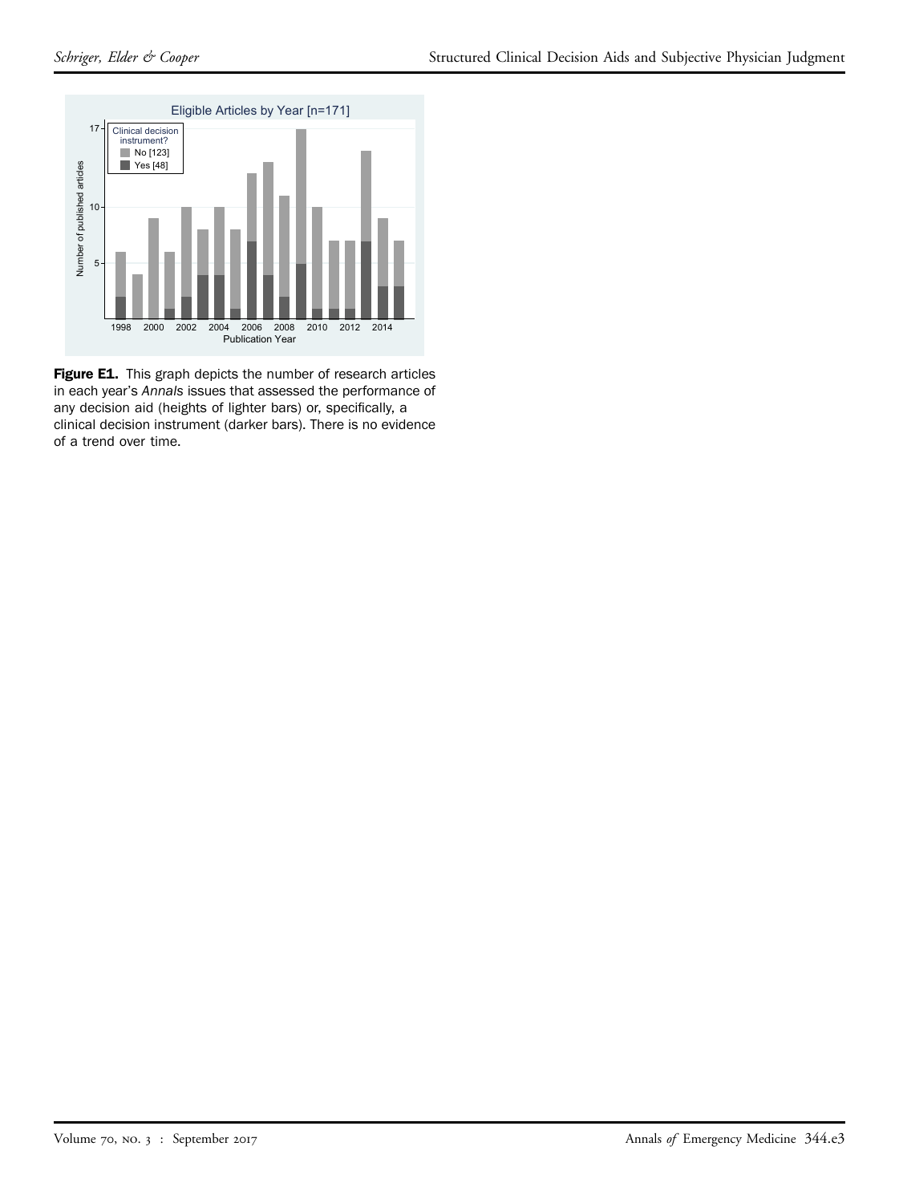Eligible Articles by Year [n=171]

Clinical decision instrument?

No [123]

Yes [48]

Number of published articles

17

10

5

1998 2000 2002 2004 2006 2008 2010 2012 2014

Publication Year

**Figure E1.** This graph depicts the number of research articles in each year's *Annals* issues that assessed the performance of any decision aid (heights of lighter bars) or, specifically, a clinical decision instrument (darker bars). There is no evidence of a trend over time.